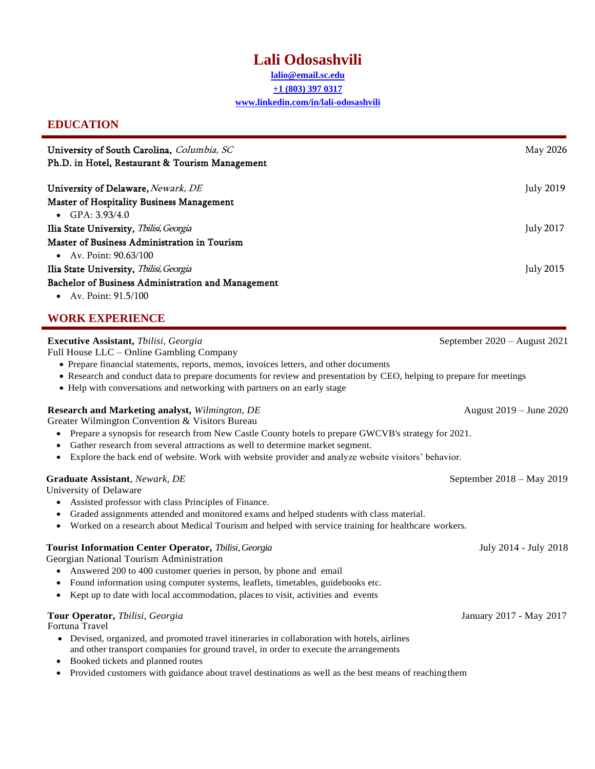# Lali Odosashvili

lalio@email.sc.edu

+1 (803) 397 0317

www.linkedin.com/in/lali-odosashvili

## EDUCATION

**University of South Carolina,** *Columbia, SC* — May 2026
**Ph.D. in Hotel, Restaurant & Tourism Management**

**University of Delaware,** *Newark, DE* — July 2019
**Master of Hospitality Business Management**

- GPA: 3.93/4.0

**Ilia State University,** *Tbilisi, Georgia* — July 2017
**Master of Business Administration in Tourism**

- Av. Point: 90.63/100

**Ilia State University,** *Tbilisi, Georgia* — July 2015
**Bachelor of Business Administration and Management**

- Av. Point: 91.5/100

## WORK EXPERIENCE

**Executive Assistant,** *Tbilisi, Georgia* — September 2020 – August 2021
Full House LLC – Online Gambling Company

- Prepare financial statements, reports, memos, invoices letters, and other documents
- Research and conduct data to prepare documents for review and presentation by CEO, helping to prepare for meetings
- Help with conversations and networking with partners on an early stage

**Research and Marketing analyst,** *Wilmington, DE* — August 2019 – June 2020
Greater Wilmington Convention & Visitors Bureau

- Prepare a synopsis for research from New Castle County hotels to prepare GWCVB's strategy for 2021.
- Gather research from several attractions as well to determine market segment.
- Explore the back end of website. Work with website provider and analyze website visitors' behavior.

**Graduate Assistant**, *Newark, DE* — September 2018 – May 2019
University of Delaware

- Assisted professor with class Principles of Finance.
- Graded assignments attended and monitored exams and helped students with class material.
- Worked on a research about Medical Tourism and helped with service training for healthcare workers.

**Tourist Information Center Operator,** *Tbilisi, Georgia* — July 2014 - July 2018
Georgian National Tourism Administration

- Answered 200 to 400 customer queries in person, by phone and email
- Found information using computer systems, leaflets, timetables, guidebooks etc.
- Kept up to date with local accommodation, places to visit, activities and events

**Tour Operator,** *Tbilisi, Georgia* — January 2017 - May 2017
Fortuna Travel

- Devised, organized, and promoted travel itineraries in collaboration with hotels, airlines and other transport companies for ground travel, in order to execute the arrangements
- Booked tickets and planned routes
- Provided customers with guidance about travel destinations as well as the best means of reaching them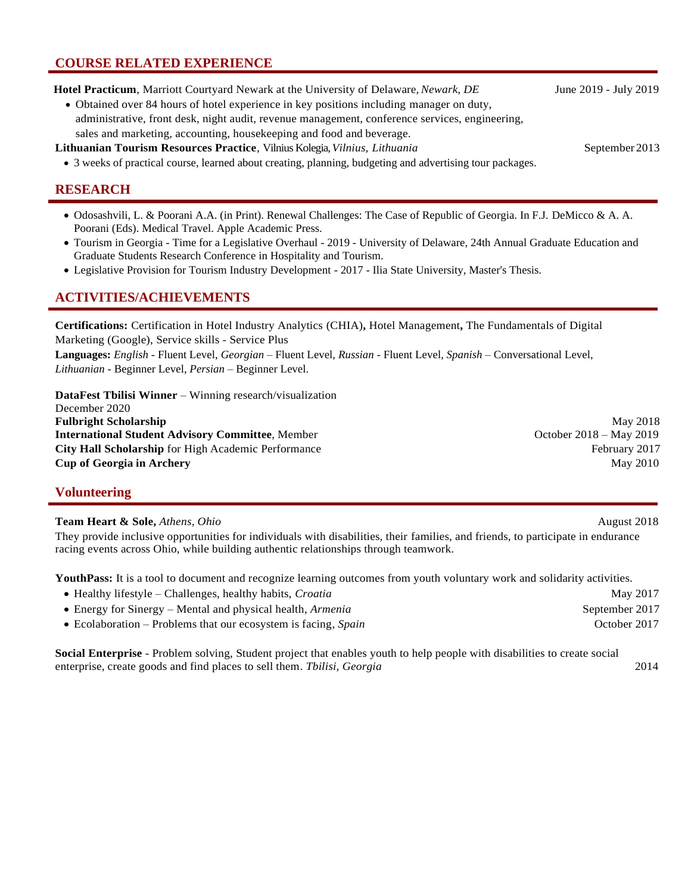## COURSE RELATED EXPERIENCE

**Hotel Practicum**, Marriott Courtyard Newark at the University of Delaware, *Newark, DE* June 2019 - July 2019

- Obtained over 84 hours of hotel experience in key positions including manager on duty, administrative, front desk, night audit, revenue management, conference services, engineering, sales and marketing, accounting, housekeeping and food and beverage.

**Lithuanian Tourism Resources Practice**, Vilnius Kolegia, *Vilnius, Lithuania* September 2013

- 3 weeks of practical course, learned about creating, planning, budgeting and advertising tour packages.

## RESEARCH

- Odosashvili, L. & Poorani A.A. (in Print). Renewal Challenges: The Case of Republic of Georgia. In F.J. DeMicco & A. A. Poorani (Eds). Medical Travel. Apple Academic Press.
- Tourism in Georgia - Time for a Legislative Overhaul - 2019 - University of Delaware, 24th Annual Graduate Education and Graduate Students Research Conference in Hospitality and Tourism.
- Legislative Provision for Tourism Industry Development - 2017 - Ilia State University, Master's Thesis.

## ACTIVITIES/ACHIEVEMENTS

**Certifications:** Certification in Hotel Industry Analytics (CHIA)**,** Hotel Management**,** The Fundamentals of Digital Marketing (Google), Service skills - Service Plus

**Languages:** *English* - Fluent Level, *Georgian* – Fluent Level, *Russian* - Fluent Level, *Spanish* – Conversational Level, *Lithuanian* - Beginner Level, *Persian* – Beginner Level.

**DataFest Tbilisi Winner** – Winning research/visualization
December 2020

**Fulbright Scholarship** May 2018

**International Student Advisory Committee**, Member October 2018 – May 2019

**City Hall Scholarship** for High Academic Performance February 2017

**Cup of Georgia in Archery** May 2010

## Volunteering

**Team Heart & Sole,** *Athens, Ohio* August 2018

They provide inclusive opportunities for individuals with disabilities, their families, and friends, to participate in endurance racing events across Ohio, while building authentic relationships through teamwork.

**YouthPass:** It is a tool to document and recognize learning outcomes from youth voluntary work and solidarity activities.

- Healthy lifestyle – Challenges, healthy habits, *Croatia* May 2017
- Energy for Sinergy – Mental and physical health, *Armenia* September 2017
- Ecolaboration – Problems that our ecosystem is facing, *Spain* October 2017

**Social Enterprise** - Problem solving, Student project that enables youth to help people with disabilities to create social enterprise, create goods and find places to sell them. *Tbilisi, Georgia* 2014